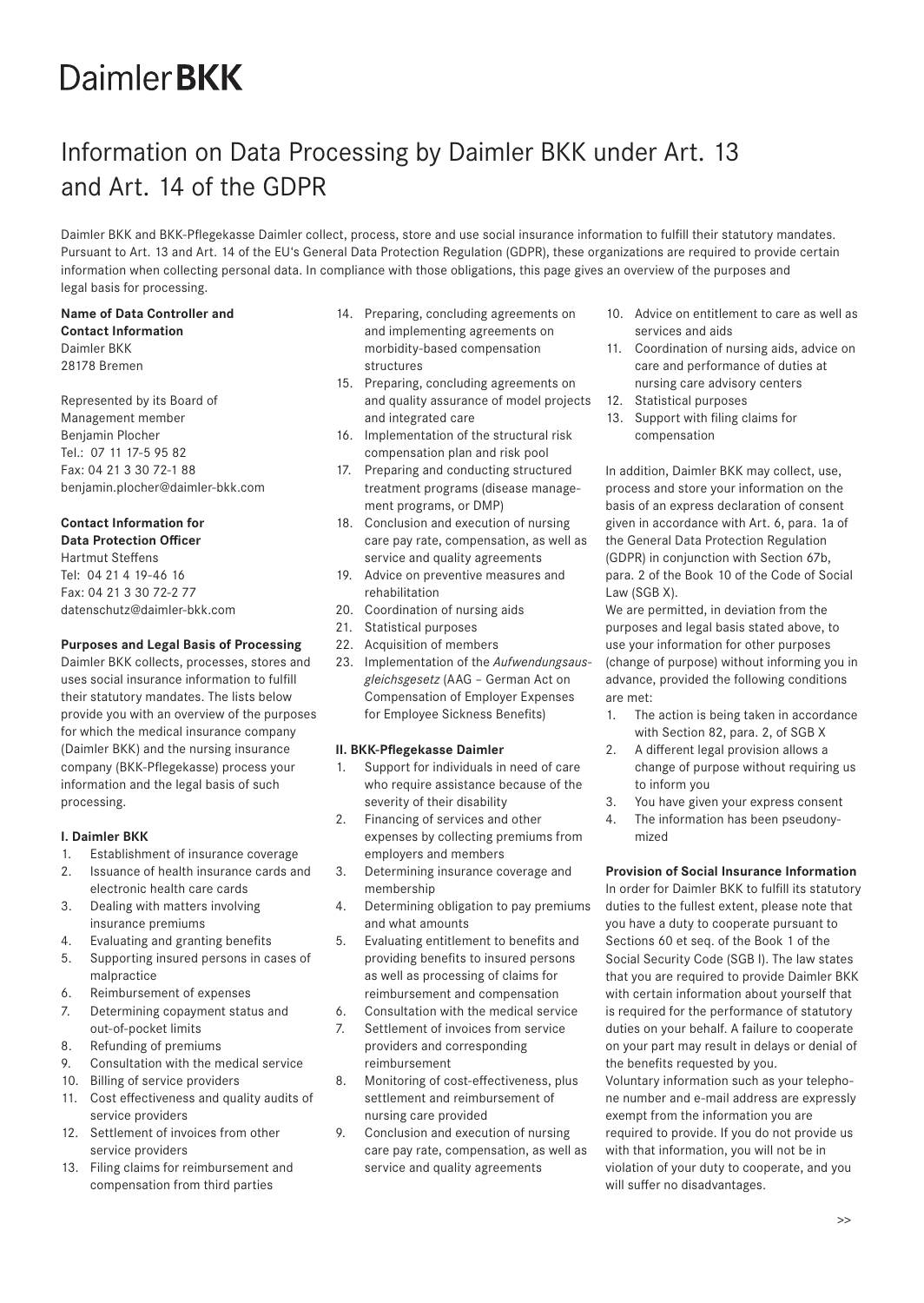# DaimlerBKK

## Information on Data Processing by Daimler BKK under Art. 13 and Art. 14 of the GDPR

Daimler BKK and BKK-Pflegekasse Daimler collect, process, store and use social insurance information to fulfill their statutory mandates. Pursuant to Art. 13 and Art. 14 of the EU's General Data Protection Regulation (GDPR), these organizations are required to provide certain information when collecting personal data. In compliance with those obligations, this page gives an overview of the purposes and legal basis for processing.

**Name of Data Controller and Contact Information**
Daimler BKK
28178 Bremen

Represented by its Board of Management member
Benjamin Plocher
Tel.: 07 11 17-5 95 82
Fax: 04 21 3 30 72-1 88
benjamin.plocher@daimler-bkk.com

**Contact Information for Data Protection Officer**
Hartmut Steffens
Tel: 04 21 4 19-46 16
Fax: 04 21 3 30 72-2 77
datenschutz@daimler-bkk.com

**Purposes and Legal Basis of Processing**
Daimler BKK collects, processes, stores and uses social insurance information to fulfill their statutory mandates. The lists below provide you with an overview of the purposes for which the medical insurance company (Daimler BKK) and the nursing insurance company (BKK-Pflegekasse) process your information and the legal basis of such processing.

**I. Daimler BKK**

1. Establishment of insurance coverage
2. Issuance of health insurance cards and electronic health care cards
3. Dealing with matters involving insurance premiums
4. Evaluating and granting benefits
5. Supporting insured persons in cases of malpractice
6. Reimbursement of expenses
7. Determining copayment status and out-of-pocket limits
8. Refunding of premiums
9. Consultation with the medical service
10. Billing of service providers
11. Cost effectiveness and quality audits of service providers
12. Settlement of invoices from other service providers
13. Filing claims for reimbursement and compensation from third parties
14. Preparing, concluding agreements on and implementing agreements on morbidity-based compensation structures
15. Preparing, concluding agreements on and quality assurance of model projects and integrated care
16. Implementation of the structural risk compensation plan and risk pool
17. Preparing and conducting structured treatment programs (disease management programs, or DMP)
18. Conclusion and execution of nursing care pay rate, compensation, as well as service and quality agreements
19. Advice on preventive measures and rehabilitation
20. Coordination of nursing aids
21. Statistical purposes
22. Acquisition of members
23. Implementation of the *Aufwendungsausgleichsgesetz* (AAG – German Act on Compensation of Employer Expenses for Employee Sickness Benefits)

**II. BKK-Pflegekasse Daimler**

1. Support for individuals in need of care who require assistance because of the severity of their disability
2. Financing of services and other expenses by collecting premiums from employers and members
3. Determining insurance coverage and membership
4. Determining obligation to pay premiums and what amounts
5. Evaluating entitlement to benefits and providing benefits to insured persons as well as processing of claims for reimbursement and compensation
6. Consultation with the medical service
7. Settlement of invoices from service providers and corresponding reimbursement
8. Monitoring of cost-effectiveness, plus settlement and reimbursement of nursing care provided
9. Conclusion and execution of nursing care pay rate, compensation, as well as service and quality agreements
10. Advice on entitlement to care as well as services and aids
11. Coordination of nursing aids, advice on care and performance of duties at nursing care advisory centers
12. Statistical purposes
13. Support with filing claims for compensation

In addition, Daimler BKK may collect, use, process and store your information on the basis of an express declaration of consent given in accordance with Art. 6, para. 1a of the General Data Protection Regulation (GDPR) in conjunction with Section 67b, para. 2 of the Book 10 of the Code of Social Law (SGB X).

We are permitted, in deviation from the purposes and legal basis stated above, to use your information for other purposes (change of purpose) without informing you in advance, provided the following conditions are met:

1. The action is being taken in accordance with Section 82, para. 2, of SGB X
2. A different legal provision allows a change of purpose without requiring us to inform you
3. You have given your express consent
4. The information has been pseudonymized

**Provision of Social Insurance Information**
In order for Daimler BKK to fulfill its statutory duties to the fullest extent, please note that you have a duty to cooperate pursuant to Sections 60 et seq. of the Book 1 of the Social Security Code (SGB I). The law states that you are required to provide Daimler BKK with certain information about yourself that is required for the performance of statutory duties on your behalf. A failure to cooperate on your part may result in delays or denial of the benefits requested by you.
Voluntary information such as your telephone number and e-mail address are expressly exempt from the information you are required to provide. If you do not provide us with that information, you will not be in violation of your duty to cooperate, and you will suffer no disadvantages.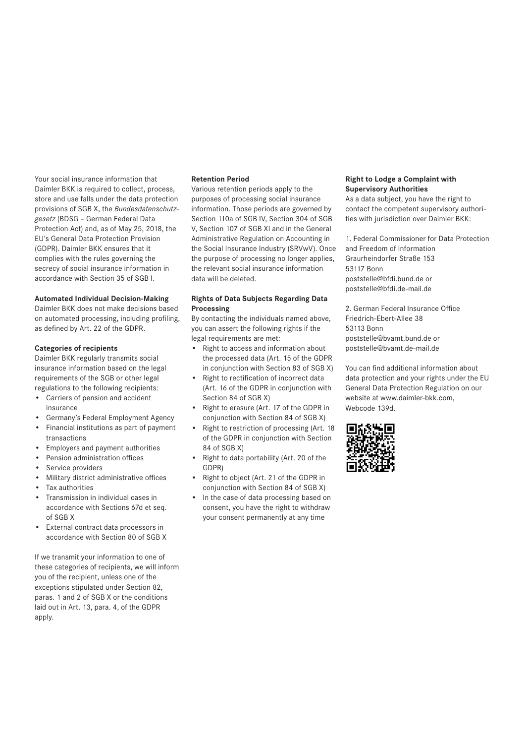Your social insurance information that Daimler BKK is required to collect, process, store and use falls under the data protection provisions of SGB X, the *Bundesdatenschutzgesetz* (BDSG – German Federal Data Protection Act) and, as of May 25, 2018, the EU's General Data Protection Provision (GDPR). Daimler BKK ensures that it complies with the rules governing the secrecy of social insurance information in accordance with Section 35 of SGB I.

**Automated Individual Decision-Making**

Daimler BKK does not make decisions based on automated processing, including profiling, as defined by Art. 22 of the GDPR.

**Categories of recipients**

Daimler BKK regularly transmits social insurance information based on the legal requirements of the SGB or other legal regulations to the following recipients:

- Carriers of pension and accident insurance
- Germany's Federal Employment Agency
- Financial institutions as part of payment transactions
- Employers and payment authorities
- Pension administration offices
- Service providers
- Military district administrative offices
- Tax authorities
- Transmission in individual cases in accordance with Sections 67d et seq. of SGB X
- External contract data processors in accordance with Section 80 of SGB X

If we transmit your information to one of these categories of recipients, we will inform you of the recipient, unless one of the exceptions stipulated under Section 82, paras. 1 and 2 of SGB X or the conditions laid out in Art. 13, para. 4, of the GDPR apply.

**Retention Period**

Various retention periods apply to the purposes of processing social insurance information. Those periods are governed by Section 110a of SGB IV, Section 304 of SGB V, Section 107 of SGB XI and in the General Administrative Regulation on Accounting in the Social Insurance Industry (SRVwV). Once the purpose of processing no longer applies, the relevant social insurance information data will be deleted.

**Rights of Data Subjects Regarding Data Processing**

By contacting the individuals named above, you can assert the following rights if the legal requirements are met:

- Right to access and information about the processed data (Art. 15 of the GDPR in conjunction with Section 83 of SGB X)
- Right to rectification of incorrect data (Art. 16 of the GDPR in conjunction with Section 84 of SGB X)
- Right to erasure (Art. 17 of the GDPR in conjunction with Section 84 of SGB X)
- Right to restriction of processing (Art. 18 of the GDPR in conjunction with Section 84 of SGB X)
- Right to data portability (Art. 20 of the GDPR)
- Right to object (Art. 21 of the GDPR in conjunction with Section 84 of SGB X)
- In the case of data processing based on consent, you have the right to withdraw your consent permanently at any time

**Right to Lodge a Complaint with Supervisory Authorities**

As a data subject, you have the right to contact the competent supervisory authorities with jurisdiction over Daimler BKK:

1. Federal Commissioner for Data Protection and Freedom of Information
Graurheindorfer Straße 153
53117 Bonn
poststelle@bfdi.bund.de or
poststelle@bfdi.de-mail.de

2. German Federal Insurance Office
Friedrich-Ebert-Allee 38
53113 Bonn
poststelle@bvamt.bund.de or
poststelle@bvamt.de-mail.de

You can find additional information about data protection and your rights under the EU General Data Protection Regulation on our website at www.daimler-bkk.com, Webcode 139d.